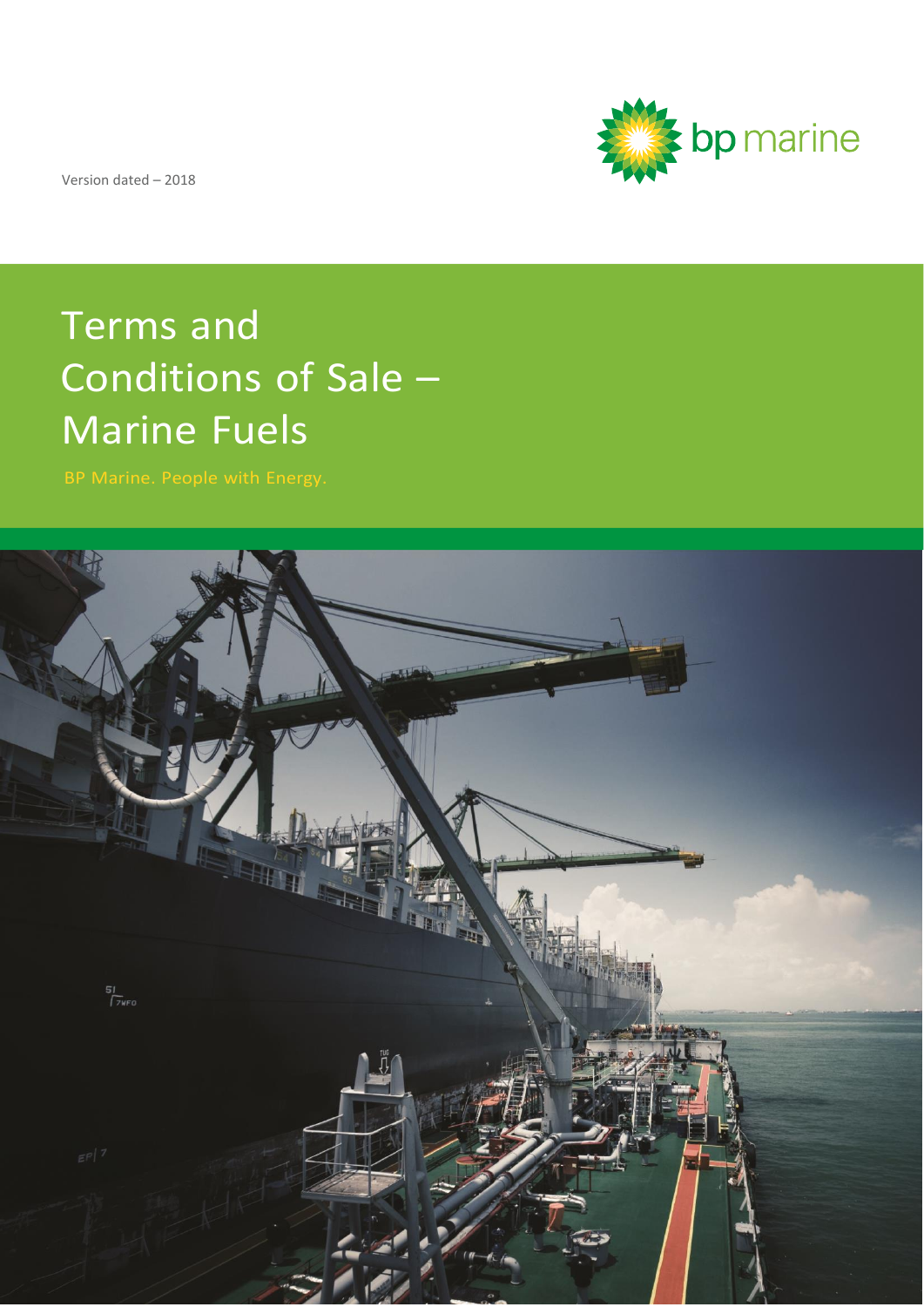Version dated – 2018

bp marine

# Terms and Conditions of Sale – Marine Fuels

BP Marine. People with Energy.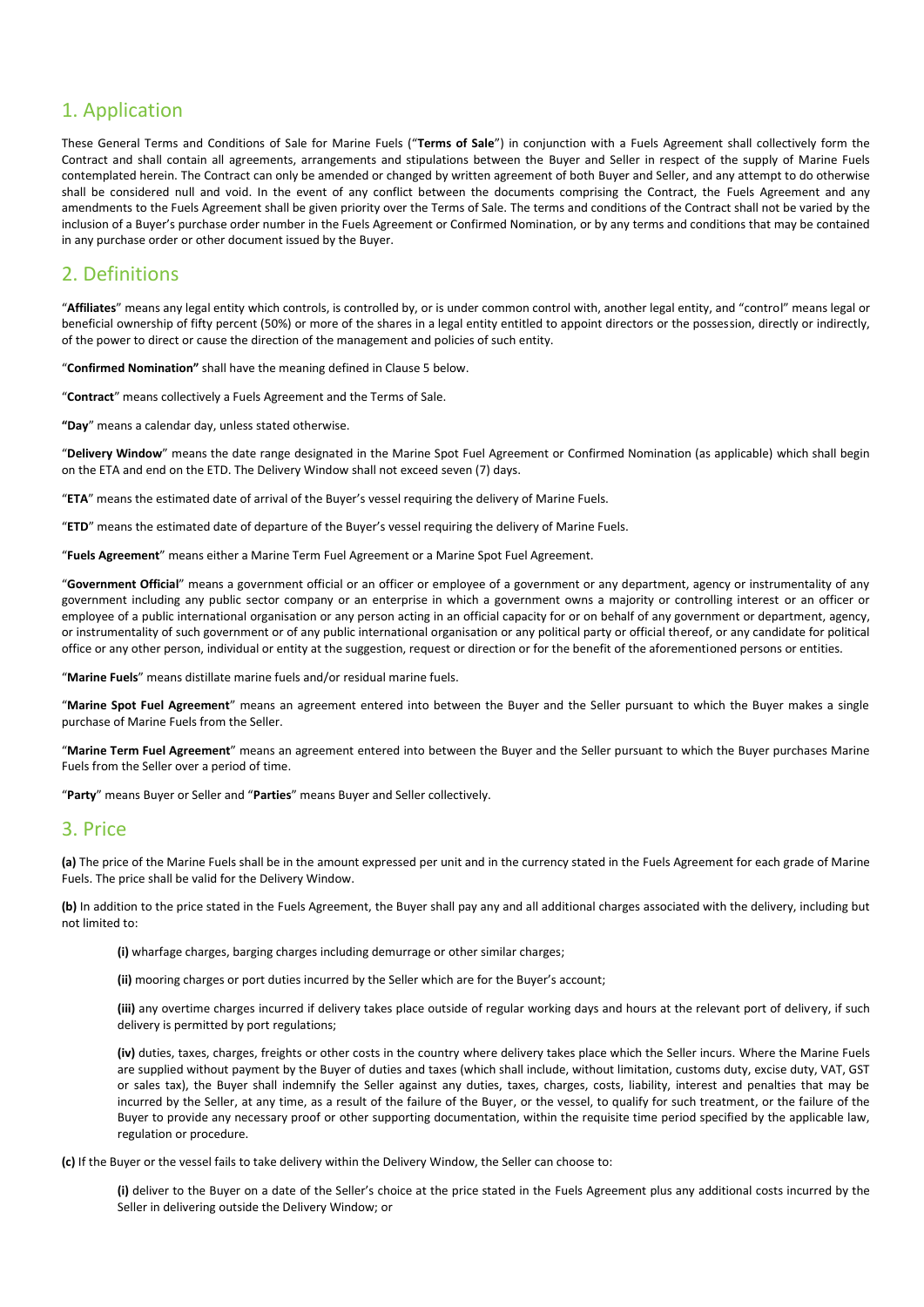## 1. Application

These General Terms and Conditions of Sale for Marine Fuels ("**Terms of Sale**") in conjunction with a Fuels Agreement shall collectively form the Contract and shall contain all agreements, arrangements and stipulations between the Buyer and Seller in respect of the supply of Marine Fuels contemplated herein. The Contract can only be amended or changed by written agreement of both Buyer and Seller, and any attempt to do otherwise shall be considered null and void. In the event of any conflict between the documents comprising the Contract, the Fuels Agreement and any amendments to the Fuels Agreement shall be given priority over the Terms of Sale. The terms and conditions of the Contract shall not be varied by the inclusion of a Buyer's purchase order number in the Fuels Agreement or Confirmed Nomination, or by any terms and conditions that may be contained in any purchase order or other document issued by the Buyer.

## 2. Definitions

"**Affiliates**" means any legal entity which controls, is controlled by, or is under common control with, another legal entity, and "control" means legal or beneficial ownership of fifty percent (50%) or more of the shares in a legal entity entitled to appoint directors or the possession, directly or indirectly, of the power to direct or cause the direction of the management and policies of such entity.

"**Confirmed Nomination"** shall have the meaning defined in Clause 5 below.

"**Contract**" means collectively a Fuels Agreement and the Terms of Sale.

**"Day**" means a calendar day, unless stated otherwise.

"**Delivery Window**" means the date range designated in the Marine Spot Fuel Agreement or Confirmed Nomination (as applicable) which shall begin on the ETA and end on the ETD. The Delivery Window shall not exceed seven (7) days.

"**ETA**" means the estimated date of arrival of the Buyer's vessel requiring the delivery of Marine Fuels.

"**ETD**" means the estimated date of departure of the Buyer's vessel requiring the delivery of Marine Fuels.

"**Fuels Agreement**" means either a Marine Term Fuel Agreement or a Marine Spot Fuel Agreement.

"**Government Official**" means a government official or an officer or employee of a government or any department, agency or instrumentality of any government including any public sector company or an enterprise in which a government owns a majority or controlling interest or an officer or employee of a public international organisation or any person acting in an official capacity for or on behalf of any government or department, agency, or instrumentality of such government or of any public international organisation or any political party or official thereof, or any candidate for political office or any other person, individual or entity at the suggestion, request or direction or for the benefit of the aforementioned persons or entities.

"**Marine Fuels**" means distillate marine fuels and/or residual marine fuels.

"**Marine Spot Fuel Agreement**" means an agreement entered into between the Buyer and the Seller pursuant to which the Buyer makes a single purchase of Marine Fuels from the Seller.

"**Marine Term Fuel Agreement**" means an agreement entered into between the Buyer and the Seller pursuant to which the Buyer purchases Marine Fuels from the Seller over a period of time.

"**Party**" means Buyer or Seller and "**Parties**" means Buyer and Seller collectively.

## 3. Price

**(a)** The price of the Marine Fuels shall be in the amount expressed per unit and in the currency stated in the Fuels Agreement for each grade of Marine Fuels. The price shall be valid for the Delivery Window.

**(b)** In addition to the price stated in the Fuels Agreement, the Buyer shall pay any and all additional charges associated with the delivery, including but not limited to:

**(i)** wharfage charges, barging charges including demurrage or other similar charges;

**(ii)** mooring charges or port duties incurred by the Seller which are for the Buyer's account;

**(iii)** any overtime charges incurred if delivery takes place outside of regular working days and hours at the relevant port of delivery, if such delivery is permitted by port regulations;

**(iv)** duties, taxes, charges, freights or other costs in the country where delivery takes place which the Seller incurs. Where the Marine Fuels are supplied without payment by the Buyer of duties and taxes (which shall include, without limitation, customs duty, excise duty, VAT, GST or sales tax), the Buyer shall indemnify the Seller against any duties, taxes, charges, costs, liability, interest and penalties that may be incurred by the Seller, at any time, as a result of the failure of the Buyer, or the vessel, to qualify for such treatment, or the failure of the Buyer to provide any necessary proof or other supporting documentation, within the requisite time period specified by the applicable law, regulation or procedure.

**(c)** If the Buyer or the vessel fails to take delivery within the Delivery Window, the Seller can choose to:

**(i)** deliver to the Buyer on a date of the Seller's choice at the price stated in the Fuels Agreement plus any additional costs incurred by the Seller in delivering outside the Delivery Window; or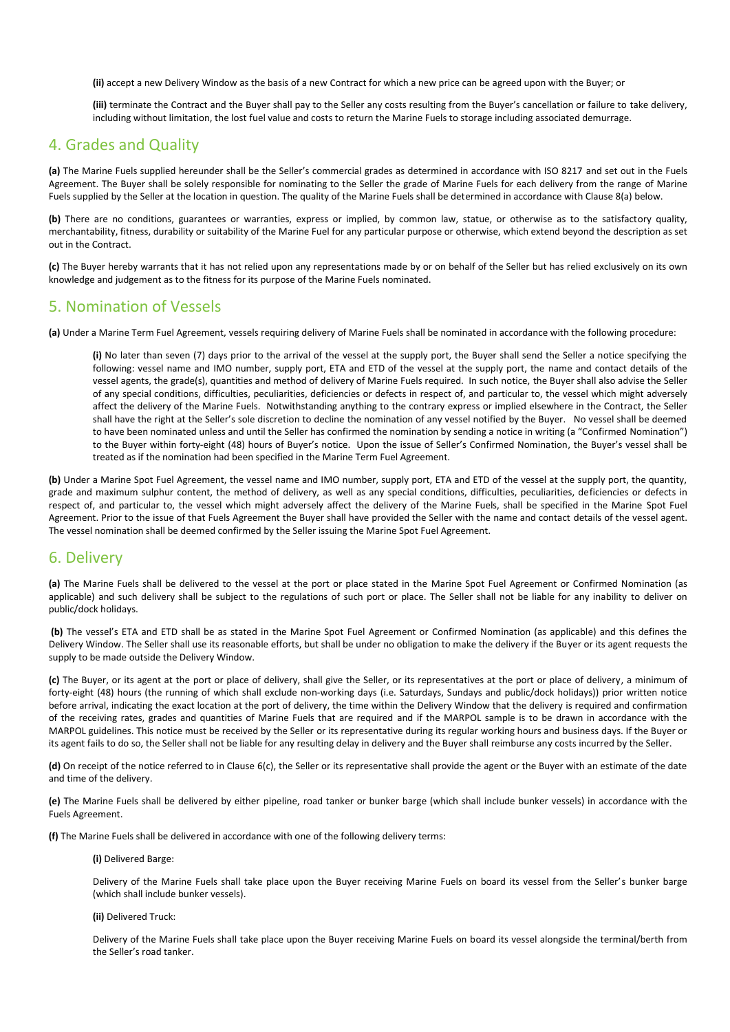**(ii)** accept a new Delivery Window as the basis of a new Contract for which a new price can be agreed upon with the Buyer; or

**(iii)** terminate the Contract and the Buyer shall pay to the Seller any costs resulting from the Buyer's cancellation or failure to take delivery, including without limitation, the lost fuel value and costs to return the Marine Fuels to storage including associated demurrage.

## 4. Grades and Quality

**(a)** The Marine Fuels supplied hereunder shall be the Seller's commercial grades as determined in accordance with ISO 8217 and set out in the Fuels Agreement. The Buyer shall be solely responsible for nominating to the Seller the grade of Marine Fuels for each delivery from the range of Marine Fuels supplied by the Seller at the location in question. The quality of the Marine Fuels shall be determined in accordance with Clause 8(a) below.

**(b)** There are no conditions, guarantees or warranties, express or implied, by common law, statue, or otherwise as to the satisfactory quality, merchantability, fitness, durability or suitability of the Marine Fuel for any particular purpose or otherwise, which extend beyond the description as set out in the Contract.

**(c)** The Buyer hereby warrants that it has not relied upon any representations made by or on behalf of the Seller but has relied exclusively on its own knowledge and judgement as to the fitness for its purpose of the Marine Fuels nominated.

## 5. Nomination of Vessels

**(a)** Under a Marine Term Fuel Agreement, vessels requiring delivery of Marine Fuels shall be nominated in accordance with the following procedure:

**(i)** No later than seven (7) days prior to the arrival of the vessel at the supply port, the Buyer shall send the Seller a notice specifying the following: vessel name and IMO number, supply port, ETA and ETD of the vessel at the supply port, the name and contact details of the vessel agents, the grade(s), quantities and method of delivery of Marine Fuels required. In such notice, the Buyer shall also advise the Seller of any special conditions, difficulties, peculiarities, deficiencies or defects in respect of, and particular to, the vessel which might adversely affect the delivery of the Marine Fuels. Notwithstanding anything to the contrary express or implied elsewhere in the Contract, the Seller shall have the right at the Seller's sole discretion to decline the nomination of any vessel notified by the Buyer. No vessel shall be deemed to have been nominated unless and until the Seller has confirmed the nomination by sending a notice in writing (a "Confirmed Nomination") to the Buyer within forty-eight (48) hours of Buyer's notice. Upon the issue of Seller's Confirmed Nomination, the Buyer's vessel shall be treated as if the nomination had been specified in the Marine Term Fuel Agreement.

**(b)** Under a Marine Spot Fuel Agreement, the vessel name and IMO number, supply port, ETA and ETD of the vessel at the supply port, the quantity, grade and maximum sulphur content, the method of delivery, as well as any special conditions, difficulties, peculiarities, deficiencies or defects in respect of, and particular to, the vessel which might adversely affect the delivery of the Marine Fuels, shall be specified in the Marine Spot Fuel Agreement. Prior to the issue of that Fuels Agreement the Buyer shall have provided the Seller with the name and contact details of the vessel agent. The vessel nomination shall be deemed confirmed by the Seller issuing the Marine Spot Fuel Agreement.

## 6. Delivery

**(a)** The Marine Fuels shall be delivered to the vessel at the port or place stated in the Marine Spot Fuel Agreement or Confirmed Nomination (as applicable) and such delivery shall be subject to the regulations of such port or place. The Seller shall not be liable for any inability to deliver on public/dock holidays.

**(b)** The vessel's ETA and ETD shall be as stated in the Marine Spot Fuel Agreement or Confirmed Nomination (as applicable) and this defines the Delivery Window. The Seller shall use its reasonable efforts, but shall be under no obligation to make the delivery if the Buyer or its agent requests the supply to be made outside the Delivery Window.

**(c)** The Buyer, or its agent at the port or place of delivery, shall give the Seller, or its representatives at the port or place of delivery, a minimum of forty-eight (48) hours (the running of which shall exclude non-working days (i.e. Saturdays, Sundays and public/dock holidays)) prior written notice before arrival, indicating the exact location at the port of delivery, the time within the Delivery Window that the delivery is required and confirmation of the receiving rates, grades and quantities of Marine Fuels that are required and if the MARPOL sample is to be drawn in accordance with the MARPOL guidelines. This notice must be received by the Seller or its representative during its regular working hours and business days. If the Buyer or its agent fails to do so, the Seller shall not be liable for any resulting delay in delivery and the Buyer shall reimburse any costs incurred by the Seller.

**(d)** On receipt of the notice referred to in Clause 6(c), the Seller or its representative shall provide the agent or the Buyer with an estimate of the date and time of the delivery.

**(e)** The Marine Fuels shall be delivered by either pipeline, road tanker or bunker barge (which shall include bunker vessels) in accordance with the Fuels Agreement.

**(f)** The Marine Fuels shall be delivered in accordance with one of the following delivery terms:

**(i)** Delivered Barge:

Delivery of the Marine Fuels shall take place upon the Buyer receiving Marine Fuels on board its vessel from the Seller's bunker barge (which shall include bunker vessels).

**(ii)** Delivered Truck:

Delivery of the Marine Fuels shall take place upon the Buyer receiving Marine Fuels on board its vessel alongside the terminal/berth from the Seller's road tanker.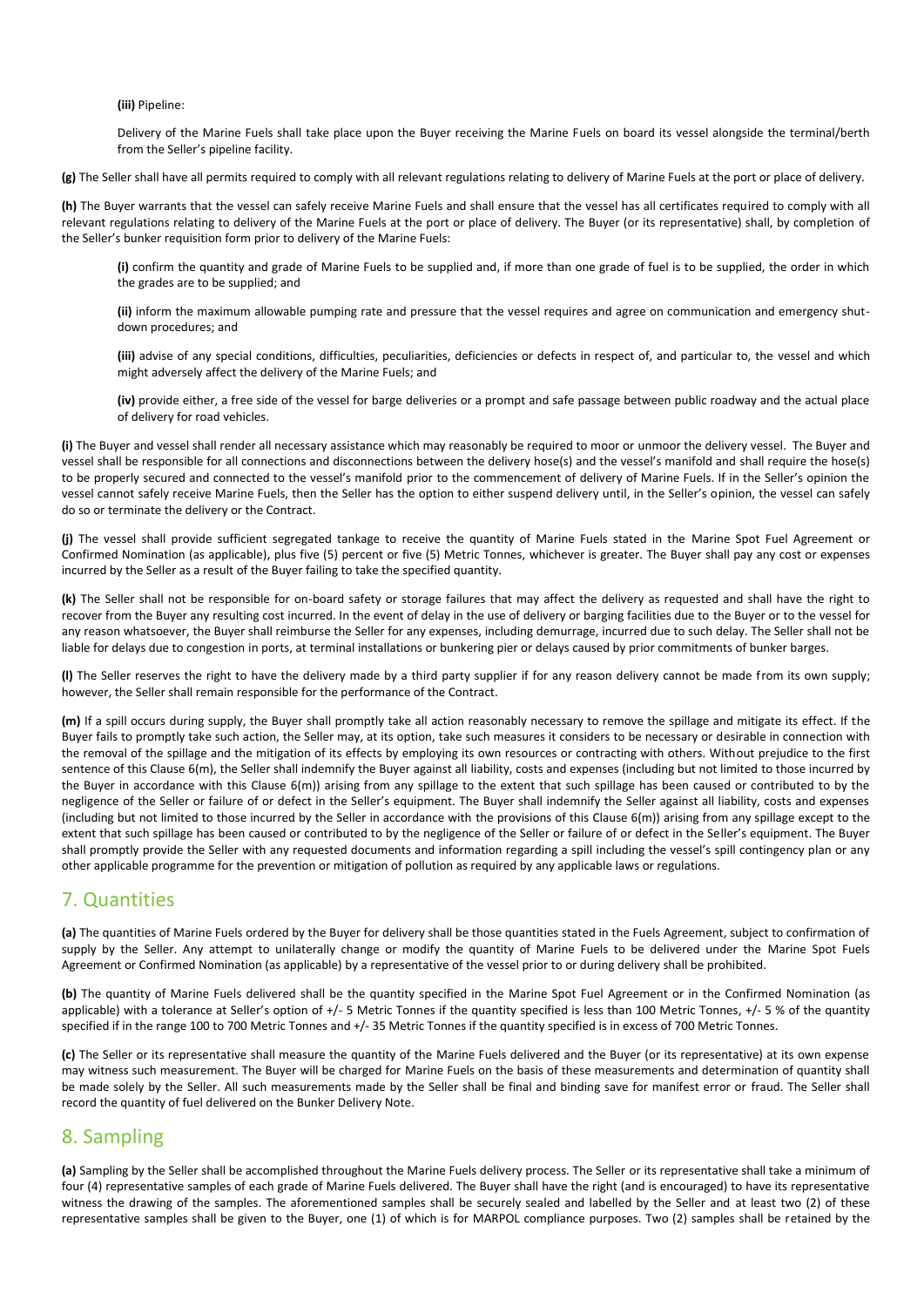**(iii)** Pipeline:

Delivery of the Marine Fuels shall take place upon the Buyer receiving the Marine Fuels on board its vessel alongside the terminal/berth from the Seller's pipeline facility.

**(g)** The Seller shall have all permits required to comply with all relevant regulations relating to delivery of Marine Fuels at the port or place of delivery.

**(h)** The Buyer warrants that the vessel can safely receive Marine Fuels and shall ensure that the vessel has all certificates required to comply with all relevant regulations relating to delivery of the Marine Fuels at the port or place of delivery. The Buyer (or its representative) shall, by completion of the Seller's bunker requisition form prior to delivery of the Marine Fuels:

**(i)** confirm the quantity and grade of Marine Fuels to be supplied and, if more than one grade of fuel is to be supplied, the order in which the grades are to be supplied; and

**(ii)** inform the maximum allowable pumping rate and pressure that the vessel requires and agree on communication and emergency shut-down procedures; and

**(iii)** advise of any special conditions, difficulties, peculiarities, deficiencies or defects in respect of, and particular to, the vessel and which might adversely affect the delivery of the Marine Fuels; and

**(iv)** provide either, a free side of the vessel for barge deliveries or a prompt and safe passage between public roadway and the actual place of delivery for road vehicles.

**(i)** The Buyer and vessel shall render all necessary assistance which may reasonably be required to moor or unmoor the delivery vessel. The Buyer and vessel shall be responsible for all connections and disconnections between the delivery hose(s) and the vessel's manifold and shall require the hose(s) to be properly secured and connected to the vessel's manifold prior to the commencement of delivery of Marine Fuels. If in the Seller's opinion the vessel cannot safely receive Marine Fuels, then the Seller has the option to either suspend delivery until, in the Seller's opinion, the vessel can safely do so or terminate the delivery or the Contract.

**(j)** The vessel shall provide sufficient segregated tankage to receive the quantity of Marine Fuels stated in the Marine Spot Fuel Agreement or Confirmed Nomination (as applicable), plus five (5) percent or five (5) Metric Tonnes, whichever is greater. The Buyer shall pay any cost or expenses incurred by the Seller as a result of the Buyer failing to take the specified quantity.

**(k)** The Seller shall not be responsible for on-board safety or storage failures that may affect the delivery as requested and shall have the right to recover from the Buyer any resulting cost incurred. In the event of delay in the use of delivery or barging facilities due to the Buyer or to the vessel for any reason whatsoever, the Buyer shall reimburse the Seller for any expenses, including demurrage, incurred due to such delay. The Seller shall not be liable for delays due to congestion in ports, at terminal installations or bunkering pier or delays caused by prior commitments of bunker barges.

**(l)** The Seller reserves the right to have the delivery made by a third party supplier if for any reason delivery cannot be made from its own supply; however, the Seller shall remain responsible for the performance of the Contract.

**(m)** If a spill occurs during supply, the Buyer shall promptly take all action reasonably necessary to remove the spillage and mitigate its effect. If the Buyer fails to promptly take such action, the Seller may, at its option, take such measures it considers to be necessary or desirable in connection with the removal of the spillage and the mitigation of its effects by employing its own resources or contracting with others. Without prejudice to the first sentence of this Clause 6(m), the Seller shall indemnify the Buyer against all liability, costs and expenses (including but not limited to those incurred by the Buyer in accordance with this Clause 6(m)) arising from any spillage to the extent that such spillage has been caused or contributed to by the negligence of the Seller or failure of or defect in the Seller's equipment. The Buyer shall indemnify the Seller against all liability, costs and expenses (including but not limited to those incurred by the Seller in accordance with the provisions of this Clause 6(m)) arising from any spillage except to the extent that such spillage has been caused or contributed to by the negligence of the Seller or failure of or defect in the Seller's equipment. The Buyer shall promptly provide the Seller with any requested documents and information regarding a spill including the vessel's spill contingency plan or any other applicable programme for the prevention or mitigation of pollution as required by any applicable laws or regulations.

## 7. Quantities

**(a)** The quantities of Marine Fuels ordered by the Buyer for delivery shall be those quantities stated in the Fuels Agreement, subject to confirmation of supply by the Seller. Any attempt to unilaterally change or modify the quantity of Marine Fuels to be delivered under the Marine Spot Fuels Agreement or Confirmed Nomination (as applicable) by a representative of the vessel prior to or during delivery shall be prohibited.

**(b)** The quantity of Marine Fuels delivered shall be the quantity specified in the Marine Spot Fuel Agreement or in the Confirmed Nomination (as applicable) with a tolerance at Seller's option of +/- 5 Metric Tonnes if the quantity specified is less than 100 Metric Tonnes, +/- 5 % of the quantity specified if in the range 100 to 700 Metric Tonnes and +/- 35 Metric Tonnes if the quantity specified is in excess of 700 Metric Tonnes.

**(c)** The Seller or its representative shall measure the quantity of the Marine Fuels delivered and the Buyer (or its representative) at its own expense may witness such measurement. The Buyer will be charged for Marine Fuels on the basis of these measurements and determination of quantity shall be made solely by the Seller. All such measurements made by the Seller shall be final and binding save for manifest error or fraud. The Seller shall record the quantity of fuel delivered on the Bunker Delivery Note.

## 8. Sampling

**(a)** Sampling by the Seller shall be accomplished throughout the Marine Fuels delivery process. The Seller or its representative shall take a minimum of four (4) representative samples of each grade of Marine Fuels delivered. The Buyer shall have the right (and is encouraged) to have its representative witness the drawing of the samples. The aforementioned samples shall be securely sealed and labelled by the Seller and at least two (2) of these representative samples shall be given to the Buyer, one (1) of which is for MARPOL compliance purposes. Two (2) samples shall be retained by the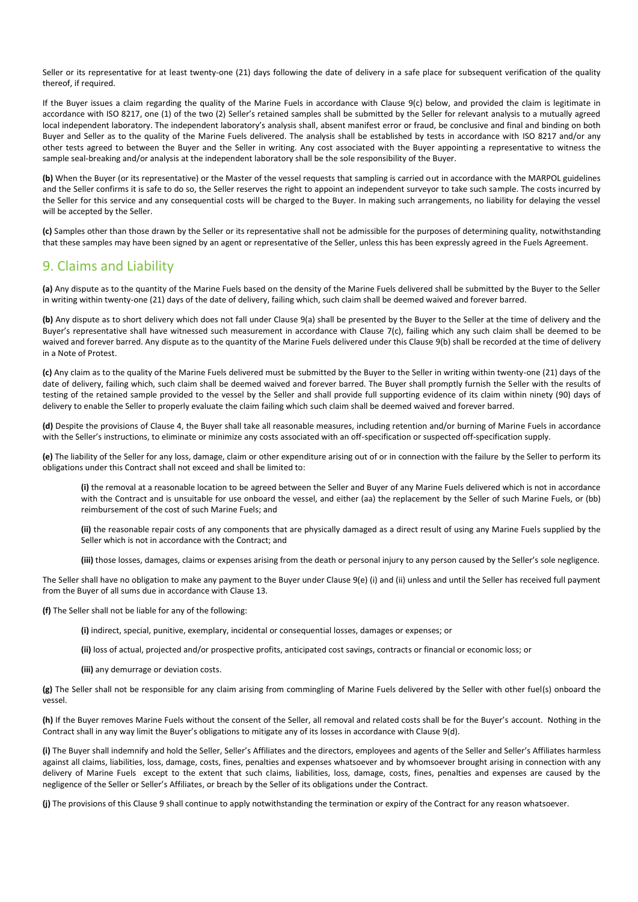Seller or its representative for at least twenty-one (21) days following the date of delivery in a safe place for subsequent verification of the quality thereof, if required.

If the Buyer issues a claim regarding the quality of the Marine Fuels in accordance with Clause 9(c) below, and provided the claim is legitimate in accordance with ISO 8217, one (1) of the two (2) Seller's retained samples shall be submitted by the Seller for relevant analysis to a mutually agreed local independent laboratory. The independent laboratory's analysis shall, absent manifest error or fraud, be conclusive and final and binding on both Buyer and Seller as to the quality of the Marine Fuels delivered. The analysis shall be established by tests in accordance with ISO 8217 and/or any other tests agreed to between the Buyer and the Seller in writing. Any cost associated with the Buyer appointing a representative to witness the sample seal-breaking and/or analysis at the independent laboratory shall be the sole responsibility of the Buyer.

**(b)** When the Buyer (or its representative) or the Master of the vessel requests that sampling is carried out in accordance with the MARPOL guidelines and the Seller confirms it is safe to do so, the Seller reserves the right to appoint an independent surveyor to take such sample. The costs incurred by the Seller for this service and any consequential costs will be charged to the Buyer. In making such arrangements, no liability for delaying the vessel will be accepted by the Seller.

**(c)** Samples other than those drawn by the Seller or its representative shall not be admissible for the purposes of determining quality, notwithstanding that these samples may have been signed by an agent or representative of the Seller, unless this has been expressly agreed in the Fuels Agreement.

## 9. Claims and Liability

**(a)** Any dispute as to the quantity of the Marine Fuels based on the density of the Marine Fuels delivered shall be submitted by the Buyer to the Seller in writing within twenty-one (21) days of the date of delivery, failing which, such claim shall be deemed waived and forever barred.

**(b)** Any dispute as to short delivery which does not fall under Clause 9(a) shall be presented by the Buyer to the Seller at the time of delivery and the Buyer's representative shall have witnessed such measurement in accordance with Clause 7(c), failing which any such claim shall be deemed to be waived and forever barred. Any dispute as to the quantity of the Marine Fuels delivered under this Clause 9(b) shall be recorded at the time of delivery in a Note of Protest.

**(c)** Any claim as to the quality of the Marine Fuels delivered must be submitted by the Buyer to the Seller in writing within twenty-one (21) days of the date of delivery, failing which, such claim shall be deemed waived and forever barred. The Buyer shall promptly furnish the Seller with the results of testing of the retained sample provided to the vessel by the Seller and shall provide full supporting evidence of its claim within ninety (90) days of delivery to enable the Seller to properly evaluate the claim failing which such claim shall be deemed waived and forever barred.

**(d)** Despite the provisions of Clause 4, the Buyer shall take all reasonable measures, including retention and/or burning of Marine Fuels in accordance with the Seller's instructions, to eliminate or minimize any costs associated with an off-specification or suspected off-specification supply.

**(e)** The liability of the Seller for any loss, damage, claim or other expenditure arising out of or in connection with the failure by the Seller to perform its obligations under this Contract shall not exceed and shall be limited to:

> **(i)** the removal at a reasonable location to be agreed between the Seller and Buyer of any Marine Fuels delivered which is not in accordance with the Contract and is unsuitable for use onboard the vessel, and either (aa) the replacement by the Seller of such Marine Fuels, or (bb) reimbursement of the cost of such Marine Fuels; and
>
> **(ii)** the reasonable repair costs of any components that are physically damaged as a direct result of using any Marine Fuels supplied by the Seller which is not in accordance with the Contract; and
>
> **(iii)** those losses, damages, claims or expenses arising from the death or personal injury to any person caused by the Seller's sole negligence.

The Seller shall have no obligation to make any payment to the Buyer under Clause 9(e) (i) and (ii) unless and until the Seller has received full payment from the Buyer of all sums due in accordance with Clause 13.

**(f)** The Seller shall not be liable for any of the following:

> **(i)** indirect, special, punitive, exemplary, incidental or consequential losses, damages or expenses; or
>
> **(ii)** loss of actual, projected and/or prospective profits, anticipated cost savings, contracts or financial or economic loss; or
>
> **(iii)** any demurrage or deviation costs.

**(g)** The Seller shall not be responsible for any claim arising from commingling of Marine Fuels delivered by the Seller with other fuel(s) onboard the vessel.

**(h)** If the Buyer removes Marine Fuels without the consent of the Seller, all removal and related costs shall be for the Buyer's account. Nothing in the Contract shall in any way limit the Buyer's obligations to mitigate any of its losses in accordance with Clause 9(d).

**(i)** The Buyer shall indemnify and hold the Seller, Seller's Affiliates and the directors, employees and agents of the Seller and Seller's Affiliates harmless against all claims, liabilities, loss, damage, costs, fines, penalties and expenses whatsoever and by whomsoever brought arising in connection with any delivery of Marine Fuels except to the extent that such claims, liabilities, loss, damage, costs, fines, penalties and expenses are caused by the negligence of the Seller or Seller's Affiliates, or breach by the Seller of its obligations under the Contract.

**(j)** The provisions of this Clause 9 shall continue to apply notwithstanding the termination or expiry of the Contract for any reason whatsoever.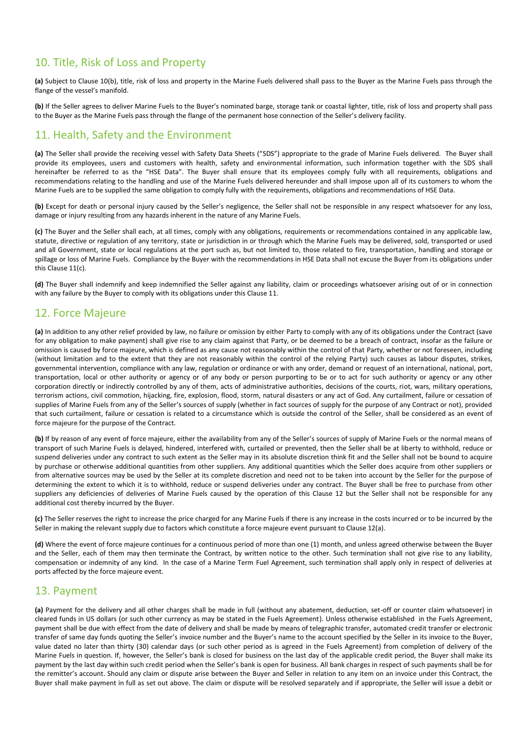## 10. Title, Risk of Loss and Property

**(a)** Subject to Clause 10(b), title, risk of loss and property in the Marine Fuels delivered shall pass to the Buyer as the Marine Fuels pass through the flange of the vessel's manifold.

**(b)** If the Seller agrees to deliver Marine Fuels to the Buyer's nominated barge, storage tank or coastal lighter, title, risk of loss and property shall pass to the Buyer as the Marine Fuels pass through the flange of the permanent hose connection of the Seller's delivery facility.

## 11. Health, Safety and the Environment

**(a)** The Seller shall provide the receiving vessel with Safety Data Sheets ("SDS") appropriate to the grade of Marine Fuels delivered. The Buyer shall provide its employees, users and customers with health, safety and environmental information, such information together with the SDS shall hereinafter be referred to as the "HSE Data". The Buyer shall ensure that its employees comply fully with all requirements, obligations and recommendations relating to the handling and use of the Marine Fuels delivered hereunder and shall impose upon all of its customers to whom the Marine Fuels are to be supplied the same obligation to comply fully with the requirements, obligations and recommendations of HSE Data.

**(b)** Except for death or personal injury caused by the Seller's negligence, the Seller shall not be responsible in any respect whatsoever for any loss, damage or injury resulting from any hazards inherent in the nature of any Marine Fuels.

**(c)** The Buyer and the Seller shall each, at all times, comply with any obligations, requirements or recommendations contained in any applicable law, statute, directive or regulation of any territory, state or jurisdiction in or through which the Marine Fuels may be delivered, sold, transported or used and all Government, state or local regulations at the port such as, but not limited to, those related to fire, transportation, handling and storage or spillage or loss of Marine Fuels. Compliance by the Buyer with the recommendations in HSE Data shall not excuse the Buyer from its obligations under this Clause 11(c).

**(d)** The Buyer shall indemnify and keep indemnified the Seller against any liability, claim or proceedings whatsoever arising out of or in connection with any failure by the Buyer to comply with its obligations under this Clause 11.

## 12. Force Majeure

**(a)** In addition to any other relief provided by law, no failure or omission by either Party to comply with any of its obligations under the Contract (save for any obligation to make payment) shall give rise to any claim against that Party, or be deemed to be a breach of contract, insofar as the failure or omission is caused by force majeure, which is defined as any cause not reasonably within the control of that Party, whether or not foreseen, including (without limitation and to the extent that they are not reasonably within the control of the relying Party) such causes as labour disputes, strikes, governmental intervention, compliance with any law, regulation or ordinance or with any order, demand or request of an international, national, port, transportation, local or other authority or agency or of any body or person purporting to be or to act for such authority or agency or any other corporation directly or indirectly controlled by any of them, acts of administrative authorities, decisions of the courts, riot, wars, military operations, terrorism actions, civil commotion, hijacking, fire, explosion, flood, storm, natural disasters or any act of God. Any curtailment, failure or cessation of supplies of Marine Fuels from any of the Seller's sources of supply (whether in fact sources of supply for the purpose of any Contract or not), provided that such curtailment, failure or cessation is related to a circumstance which is outside the control of the Seller, shall be considered as an event of force majeure for the purpose of the Contract.

**(b)** If by reason of any event of force majeure, either the availability from any of the Seller's sources of supply of Marine Fuels or the normal means of transport of such Marine Fuels is delayed, hindered, interfered with, curtailed or prevented, then the Seller shall be at liberty to withhold, reduce or suspend deliveries under any contract to such extent as the Seller may in its absolute discretion think fit and the Seller shall not be bound to acquire by purchase or otherwise additional quantities from other suppliers. Any additional quantities which the Seller does acquire from other suppliers or from alternative sources may be used by the Seller at its complete discretion and need not to be taken into account by the Seller for the purpose of determining the extent to which it is to withhold, reduce or suspend deliveries under any contract. The Buyer shall be free to purchase from other suppliers any deficiencies of deliveries of Marine Fuels caused by the operation of this Clause 12 but the Seller shall not be responsible for any additional cost thereby incurred by the Buyer.

**(c)** The Seller reserves the right to increase the price charged for any Marine Fuels if there is any increase in the costs incurred or to be incurred by the Seller in making the relevant supply due to factors which constitute a force majeure event pursuant to Clause 12(a).

**(d)** Where the event of force majeure continues for a continuous period of more than one (1) month, and unless agreed otherwise between the Buyer and the Seller, each of them may then terminate the Contract, by written notice to the other. Such termination shall not give rise to any liability, compensation or indemnity of any kind. In the case of a Marine Term Fuel Agreement, such termination shall apply only in respect of deliveries at ports affected by the force majeure event.

## 13. Payment

**(a)** Payment for the delivery and all other charges shall be made in full (without any abatement, deduction, set-off or counter claim whatsoever) in cleared funds in US dollars (or such other currency as may be stated in the Fuels Agreement). Unless otherwise established in the Fuels Agreement, payment shall be due with effect from the date of delivery and shall be made by means of telegraphic transfer, automated credit transfer or electronic transfer of same day funds quoting the Seller's invoice number and the Buyer's name to the account specified by the Seller in its invoice to the Buyer, value dated no later than thirty (30) calendar days (or such other period as is agreed in the Fuels Agreement) from completion of delivery of the Marine Fuels in question. If, however, the Seller's bank is closed for business on the last day of the applicable credit period, the Buyer shall make its payment by the last day within such credit period when the Seller's bank is open for business. All bank charges in respect of such payments shall be for the remitter's account. Should any claim or dispute arise between the Buyer and Seller in relation to any item on an invoice under this Contract, the Buyer shall make payment in full as set out above. The claim or dispute will be resolved separately and if appropriate, the Seller will issue a debit or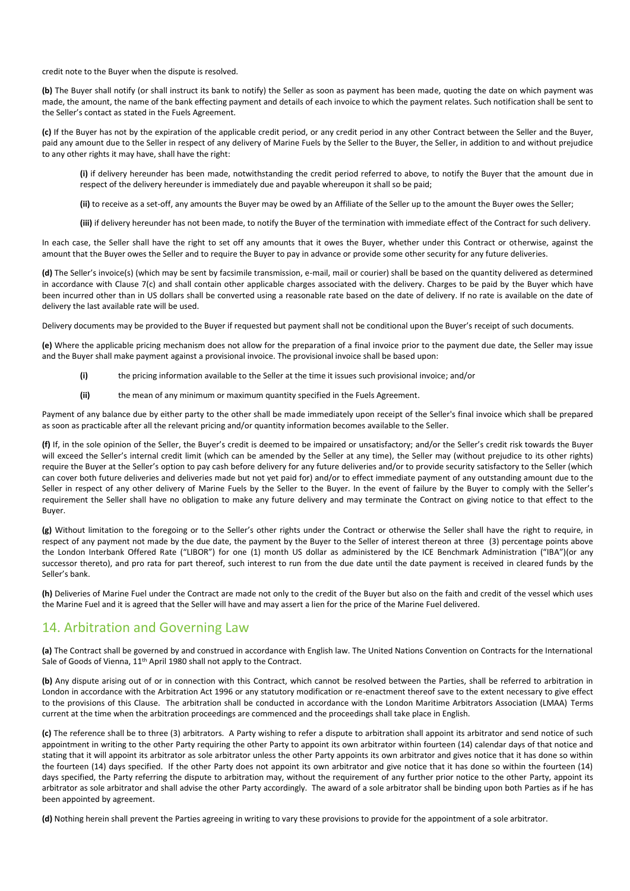credit note to the Buyer when the dispute is resolved.

**(b)** The Buyer shall notify (or shall instruct its bank to notify) the Seller as soon as payment has been made, quoting the date on which payment was made, the amount, the name of the bank effecting payment and details of each invoice to which the payment relates. Such notification shall be sent to the Seller's contact as stated in the Fuels Agreement.

**(c)** If the Buyer has not by the expiration of the applicable credit period, or any credit period in any other Contract between the Seller and the Buyer, paid any amount due to the Seller in respect of any delivery of Marine Fuels by the Seller to the Buyer, the Seller, in addition to and without prejudice to any other rights it may have, shall have the right:

> **(i)** if delivery hereunder has been made, notwithstanding the credit period referred to above, to notify the Buyer that the amount due in respect of the delivery hereunder is immediately due and payable whereupon it shall so be paid;
>
> **(ii)** to receive as a set-off, any amounts the Buyer may be owed by an Affiliate of the Seller up to the amount the Buyer owes the Seller;
>
> **(iii)** if delivery hereunder has not been made, to notify the Buyer of the termination with immediate effect of the Contract for such delivery.

In each case, the Seller shall have the right to set off any amounts that it owes the Buyer, whether under this Contract or otherwise, against the amount that the Buyer owes the Seller and to require the Buyer to pay in advance or provide some other security for any future deliveries.

**(d)** The Seller's invoice(s) (which may be sent by facsimile transmission, e-mail, mail or courier) shall be based on the quantity delivered as determined in accordance with Clause 7(c) and shall contain other applicable charges associated with the delivery. Charges to be paid by the Buyer which have been incurred other than in US dollars shall be converted using a reasonable rate based on the date of delivery. If no rate is available on the date of delivery the last available rate will be used.

Delivery documents may be provided to the Buyer if requested but payment shall not be conditional upon the Buyer's receipt of such documents.

**(e)** Where the applicable pricing mechanism does not allow for the preparation of a final invoice prior to the payment due date, the Seller may issue and the Buyer shall make payment against a provisional invoice. The provisional invoice shall be based upon:

> **(i)** the pricing information available to the Seller at the time it issues such provisional invoice; and/or
>
> **(ii)** the mean of any minimum or maximum quantity specified in the Fuels Agreement.

Payment of any balance due by either party to the other shall be made immediately upon receipt of the Seller's final invoice which shall be prepared as soon as practicable after all the relevant pricing and/or quantity information becomes available to the Seller.

**(f)** If, in the sole opinion of the Seller, the Buyer's credit is deemed to be impaired or unsatisfactory; and/or the Seller's credit risk towards the Buyer will exceed the Seller's internal credit limit (which can be amended by the Seller at any time), the Seller may (without prejudice to its other rights) require the Buyer at the Seller's option to pay cash before delivery for any future deliveries and/or to provide security satisfactory to the Seller (which can cover both future deliveries and deliveries made but not yet paid for) and/or to effect immediate payment of any outstanding amount due to the Seller in respect of any other delivery of Marine Fuels by the Seller to the Buyer. In the event of failure by the Buyer to comply with the Seller's requirement the Seller shall have no obligation to make any future delivery and may terminate the Contract on giving notice to that effect to the Buyer.

**(g)** Without limitation to the foregoing or to the Seller's other rights under the Contract or otherwise the Seller shall have the right to require, in respect of any payment not made by the due date, the payment by the Buyer to the Seller of interest thereon at three (3) percentage points above the London Interbank Offered Rate ("LIBOR") for one (1) month US dollar as administered by the ICE Benchmark Administration ("IBA")(or any successor thereto), and pro rata for part thereof, such interest to run from the due date until the date payment is received in cleared funds by the Seller's bank.

**(h)** Deliveries of Marine Fuel under the Contract are made not only to the credit of the Buyer but also on the faith and credit of the vessel which uses the Marine Fuel and it is agreed that the Seller will have and may assert a lien for the price of the Marine Fuel delivered.

## 14. Arbitration and Governing Law

**(a)** The Contract shall be governed by and construed in accordance with English law. The United Nations Convention on Contracts for the International Sale of Goods of Vienna, 11th April 1980 shall not apply to the Contract.

**(b)** Any dispute arising out of or in connection with this Contract, which cannot be resolved between the Parties, shall be referred to arbitration in London in accordance with the Arbitration Act 1996 or any statutory modification or re-enactment thereof save to the extent necessary to give effect to the provisions of this Clause. The arbitration shall be conducted in accordance with the London Maritime Arbitrators Association (LMAA) Terms current at the time when the arbitration proceedings are commenced and the proceedings shall take place in English.

**(c)** The reference shall be to three (3) arbitrators. A Party wishing to refer a dispute to arbitration shall appoint its arbitrator and send notice of such appointment in writing to the other Party requiring the other Party to appoint its own arbitrator within fourteen (14) calendar days of that notice and stating that it will appoint its arbitrator as sole arbitrator unless the other Party appoints its own arbitrator and gives notice that it has done so within the fourteen (14) days specified. If the other Party does not appoint its own arbitrator and give notice that it has done so within the fourteen (14) days specified, the Party referring the dispute to arbitration may, without the requirement of any further prior notice to the other Party, appoint its arbitrator as sole arbitrator and shall advise the other Party accordingly. The award of a sole arbitrator shall be binding upon both Parties as if he has been appointed by agreement.

**(d)** Nothing herein shall prevent the Parties agreeing in writing to vary these provisions to provide for the appointment of a sole arbitrator.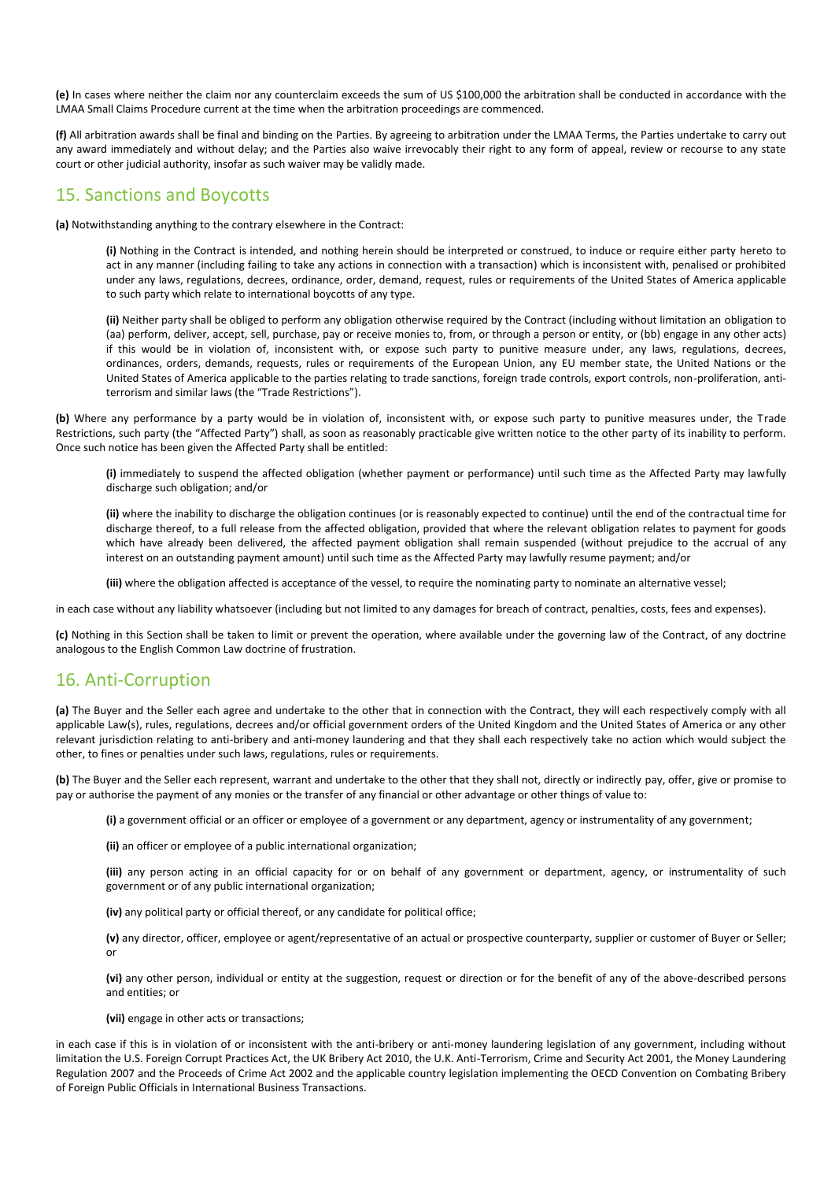**(e)** In cases where neither the claim nor any counterclaim exceeds the sum of US $100,000 the arbitration shall be conducted in accordance with the LMAA Small Claims Procedure current at the time when the arbitration proceedings are commenced.

**(f)** All arbitration awards shall be final and binding on the Parties. By agreeing to arbitration under the LMAA Terms, the Parties undertake to carry out any award immediately and without delay; and the Parties also waive irrevocably their right to any form of appeal, review or recourse to any state court or other judicial authority, insofar as such waiver may be validly made.

## 15. Sanctions and Boycotts

**(a)** Notwithstanding anything to the contrary elsewhere in the Contract:

**(i)** Nothing in the Contract is intended, and nothing herein should be interpreted or construed, to induce or require either party hereto to act in any manner (including failing to take any actions in connection with a transaction) which is inconsistent with, penalised or prohibited under any laws, regulations, decrees, ordinance, order, demand, request, rules or requirements of the United States of America applicable to such party which relate to international boycotts of any type.

**(ii)** Neither party shall be obliged to perform any obligation otherwise required by the Contract (including without limitation an obligation to (aa) perform, deliver, accept, sell, purchase, pay or receive monies to, from, or through a person or entity, or (bb) engage in any other acts) if this would be in violation of, inconsistent with, or expose such party to punitive measure under, any laws, regulations, decrees, ordinances, orders, demands, requests, rules or requirements of the European Union, any EU member state, the United Nations or the United States of America applicable to the parties relating to trade sanctions, foreign trade controls, export controls, non-proliferation, anti-terrorism and similar laws (the "Trade Restrictions").

**(b)** Where any performance by a party would be in violation of, inconsistent with, or expose such party to punitive measures under, the Trade Restrictions, such party (the "Affected Party") shall, as soon as reasonably practicable give written notice to the other party of its inability to perform. Once such notice has been given the Affected Party shall be entitled:

**(i)** immediately to suspend the affected obligation (whether payment or performance) until such time as the Affected Party may lawfully discharge such obligation; and/or

**(ii)** where the inability to discharge the obligation continues (or is reasonably expected to continue) until the end of the contractual time for discharge thereof, to a full release from the affected obligation, provided that where the relevant obligation relates to payment for goods which have already been delivered, the affected payment obligation shall remain suspended (without prejudice to the accrual of any interest on an outstanding payment amount) until such time as the Affected Party may lawfully resume payment; and/or

**(iii)** where the obligation affected is acceptance of the vessel, to require the nominating party to nominate an alternative vessel;

in each case without any liability whatsoever (including but not limited to any damages for breach of contract, penalties, costs, fees and expenses).

**(c)** Nothing in this Section shall be taken to limit or prevent the operation, where available under the governing law of the Contract, of any doctrine analogous to the English Common Law doctrine of frustration.

## 16. Anti-Corruption

**(a)** The Buyer and the Seller each agree and undertake to the other that in connection with the Contract, they will each respectively comply with all applicable Law(s), rules, regulations, decrees and/or official government orders of the United Kingdom and the United States of America or any other relevant jurisdiction relating to anti-bribery and anti-money laundering and that they shall each respectively take no action which would subject the other, to fines or penalties under such laws, regulations, rules or requirements.

**(b)** The Buyer and the Seller each represent, warrant and undertake to the other that they shall not, directly or indirectly pay, offer, give or promise to pay or authorise the payment of any monies or the transfer of any financial or other advantage or other things of value to:

**(i)** a government official or an officer or employee of a government or any department, agency or instrumentality of any government;

**(ii)** an officer or employee of a public international organization;

**(iii)** any person acting in an official capacity for or on behalf of any government or department, agency, or instrumentality of such government or of any public international organization;

**(iv)** any political party or official thereof, or any candidate for political office;

**(v)** any director, officer, employee or agent/representative of an actual or prospective counterparty, supplier or customer of Buyer or Seller; or

**(vi)** any other person, individual or entity at the suggestion, request or direction or for the benefit of any of the above-described persons and entities; or

**(vii)** engage in other acts or transactions;

in each case if this is in violation of or inconsistent with the anti-bribery or anti-money laundering legislation of any government, including without limitation the U.S. Foreign Corrupt Practices Act, the UK Bribery Act 2010, the U.K. Anti-Terrorism, Crime and Security Act 2001, the Money Laundering Regulation 2007 and the Proceeds of Crime Act 2002 and the applicable country legislation implementing the OECD Convention on Combating Bribery of Foreign Public Officials in International Business Transactions.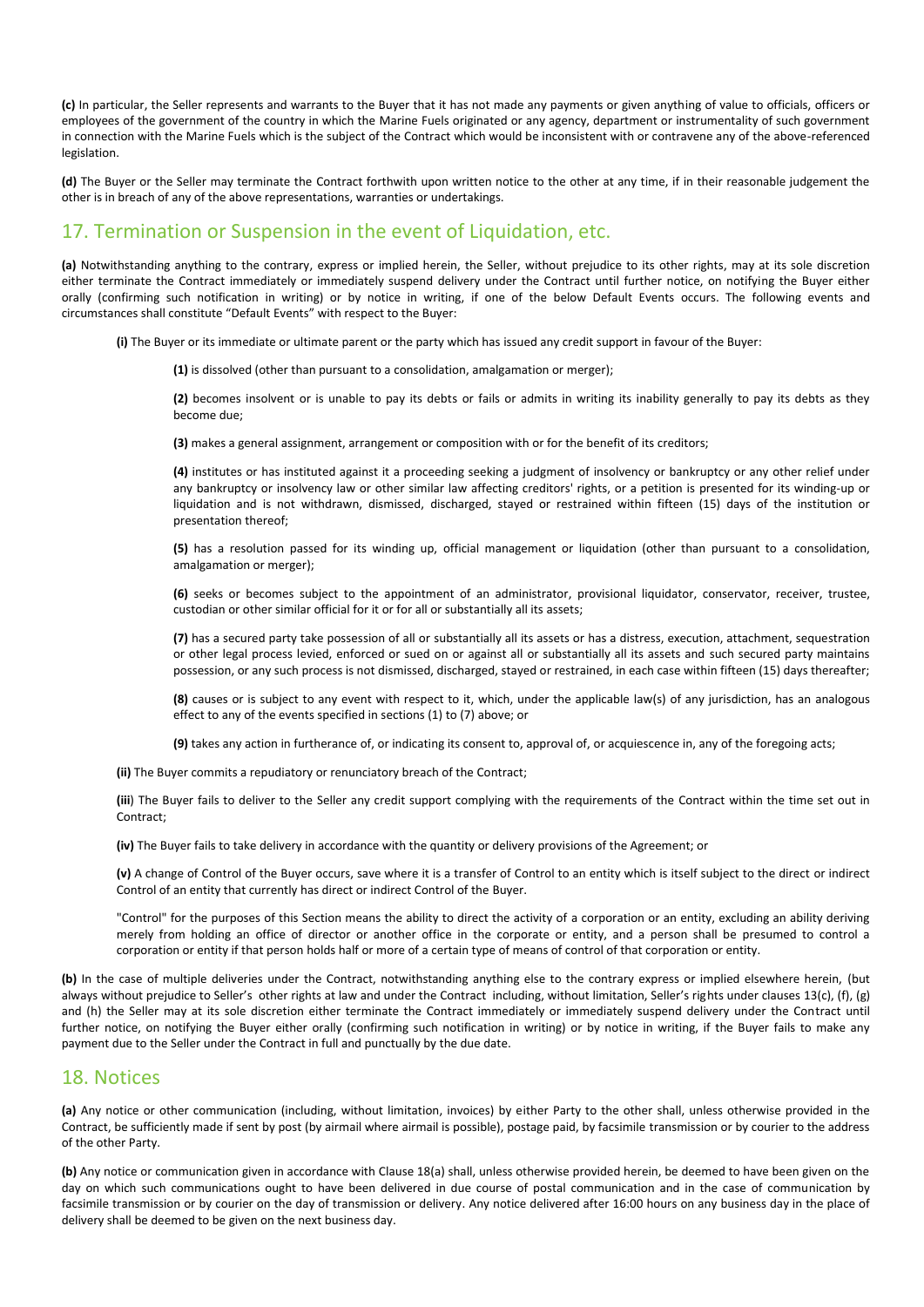**(c)** In particular, the Seller represents and warrants to the Buyer that it has not made any payments or given anything of value to officials, officers or employees of the government of the country in which the Marine Fuels originated or any agency, department or instrumentality of such government in connection with the Marine Fuels which is the subject of the Contract which would be inconsistent with or contravene any of the above-referenced legislation.

**(d)** The Buyer or the Seller may terminate the Contract forthwith upon written notice to the other at any time, if in their reasonable judgement the other is in breach of any of the above representations, warranties or undertakings.

## 17. Termination or Suspension in the event of Liquidation, etc.

**(a)** Notwithstanding anything to the contrary, express or implied herein, the Seller, without prejudice to its other rights, may at its sole discretion either terminate the Contract immediately or immediately suspend delivery under the Contract until further notice, on notifying the Buyer either orally (confirming such notification in writing) or by notice in writing, if one of the below Default Events occurs. The following events and circumstances shall constitute "Default Events" with respect to the Buyer:

**(i)** The Buyer or its immediate or ultimate parent or the party which has issued any credit support in favour of the Buyer:

**(1)** is dissolved (other than pursuant to a consolidation, amalgamation or merger);

**(2)** becomes insolvent or is unable to pay its debts or fails or admits in writing its inability generally to pay its debts as they become due;

**(3)** makes a general assignment, arrangement or composition with or for the benefit of its creditors;

**(4)** institutes or has instituted against it a proceeding seeking a judgment of insolvency or bankruptcy or any other relief under any bankruptcy or insolvency law or other similar law affecting creditors' rights, or a petition is presented for its winding-up or liquidation and is not withdrawn, dismissed, discharged, stayed or restrained within fifteen (15) days of the institution or presentation thereof;

**(5)** has a resolution passed for its winding up, official management or liquidation (other than pursuant to a consolidation, amalgamation or merger);

**(6)** seeks or becomes subject to the appointment of an administrator, provisional liquidator, conservator, receiver, trustee, custodian or other similar official for it or for all or substantially all its assets;

**(7)** has a secured party take possession of all or substantially all its assets or has a distress, execution, attachment, sequestration or other legal process levied, enforced or sued on or against all or substantially all its assets and such secured party maintains possession, or any such process is not dismissed, discharged, stayed or restrained, in each case within fifteen (15) days thereafter;

**(8)** causes or is subject to any event with respect to it, which, under the applicable law(s) of any jurisdiction, has an analogous effect to any of the events specified in sections (1) to (7) above; or

**(9)** takes any action in furtherance of, or indicating its consent to, approval of, or acquiescence in, any of the foregoing acts;

**(ii)** The Buyer commits a repudiatory or renunciatory breach of the Contract;

**(iii)** The Buyer fails to deliver to the Seller any credit support complying with the requirements of the Contract within the time set out in Contract;

**(iv)** The Buyer fails to take delivery in accordance with the quantity or delivery provisions of the Agreement; or

**(v)** A change of Control of the Buyer occurs, save where it is a transfer of Control to an entity which is itself subject to the direct or indirect Control of an entity that currently has direct or indirect Control of the Buyer.

"Control" for the purposes of this Section means the ability to direct the activity of a corporation or an entity, excluding an ability deriving merely from holding an office of director or another office in the corporate or entity, and a person shall be presumed to control a corporation or entity if that person holds half or more of a certain type of means of control of that corporation or entity.

**(b)** In the case of multiple deliveries under the Contract, notwithstanding anything else to the contrary express or implied elsewhere herein, (but always without prejudice to Seller's other rights at law and under the Contract including, without limitation, Seller's rights under clauses 13(c), (f), (g) and (h) the Seller may at its sole discretion either terminate the Contract immediately or immediately suspend delivery under the Contract until further notice, on notifying the Buyer either orally (confirming such notification in writing) or by notice in writing, if the Buyer fails to make any payment due to the Seller under the Contract in full and punctually by the due date.

## 18. Notices

**(a)** Any notice or other communication (including, without limitation, invoices) by either Party to the other shall, unless otherwise provided in the Contract, be sufficiently made if sent by post (by airmail where airmail is possible), postage paid, by facsimile transmission or by courier to the address of the other Party.

**(b)** Any notice or communication given in accordance with Clause 18(a) shall, unless otherwise provided herein, be deemed to have been given on the day on which such communications ought to have been delivered in due course of postal communication and in the case of communication by facsimile transmission or by courier on the day of transmission or delivery. Any notice delivered after 16:00 hours on any business day in the place of delivery shall be deemed to be given on the next business day.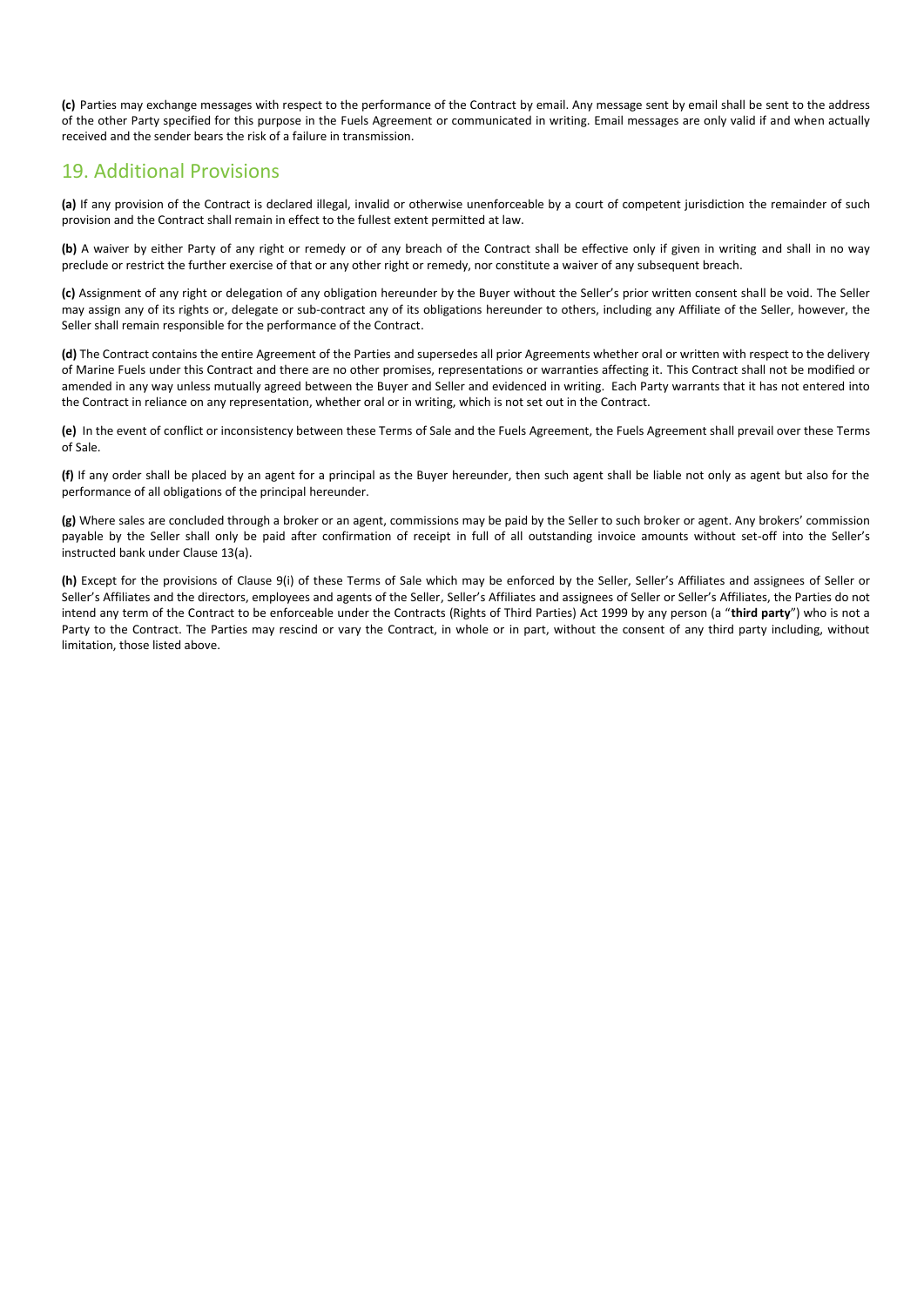**(c)** Parties may exchange messages with respect to the performance of the Contract by email. Any message sent by email shall be sent to the address of the other Party specified for this purpose in the Fuels Agreement or communicated in writing. Email messages are only valid if and when actually received and the sender bears the risk of a failure in transmission.

## 19. Additional Provisions

**(a)** If any provision of the Contract is declared illegal, invalid or otherwise unenforceable by a court of competent jurisdiction the remainder of such provision and the Contract shall remain in effect to the fullest extent permitted at law.

**(b)** A waiver by either Party of any right or remedy or of any breach of the Contract shall be effective only if given in writing and shall in no way preclude or restrict the further exercise of that or any other right or remedy, nor constitute a waiver of any subsequent breach.

**(c)** Assignment of any right or delegation of any obligation hereunder by the Buyer without the Seller's prior written consent shall be void. The Seller may assign any of its rights or, delegate or sub-contract any of its obligations hereunder to others, including any Affiliate of the Seller, however, the Seller shall remain responsible for the performance of the Contract.

**(d)** The Contract contains the entire Agreement of the Parties and supersedes all prior Agreements whether oral or written with respect to the delivery of Marine Fuels under this Contract and there are no other promises, representations or warranties affecting it. This Contract shall not be modified or amended in any way unless mutually agreed between the Buyer and Seller and evidenced in writing. Each Party warrants that it has not entered into the Contract in reliance on any representation, whether oral or in writing, which is not set out in the Contract.

**(e)** In the event of conflict or inconsistency between these Terms of Sale and the Fuels Agreement, the Fuels Agreement shall prevail over these Terms of Sale.

**(f)** If any order shall be placed by an agent for a principal as the Buyer hereunder, then such agent shall be liable not only as agent but also for the performance of all obligations of the principal hereunder.

**(g)** Where sales are concluded through a broker or an agent, commissions may be paid by the Seller to such broker or agent. Any brokers' commission payable by the Seller shall only be paid after confirmation of receipt in full of all outstanding invoice amounts without set-off into the Seller's instructed bank under Clause 13(a).

**(h)** Except for the provisions of Clause 9(i) of these Terms of Sale which may be enforced by the Seller, Seller's Affiliates and assignees of Seller or Seller's Affiliates and the directors, employees and agents of the Seller, Seller's Affiliates and assignees of Seller or Seller's Affiliates, the Parties do not intend any term of the Contract to be enforceable under the Contracts (Rights of Third Parties) Act 1999 by any person (a "**third party**") who is not a Party to the Contract. The Parties may rescind or vary the Contract, in whole or in part, without the consent of any third party including, without limitation, those listed above.